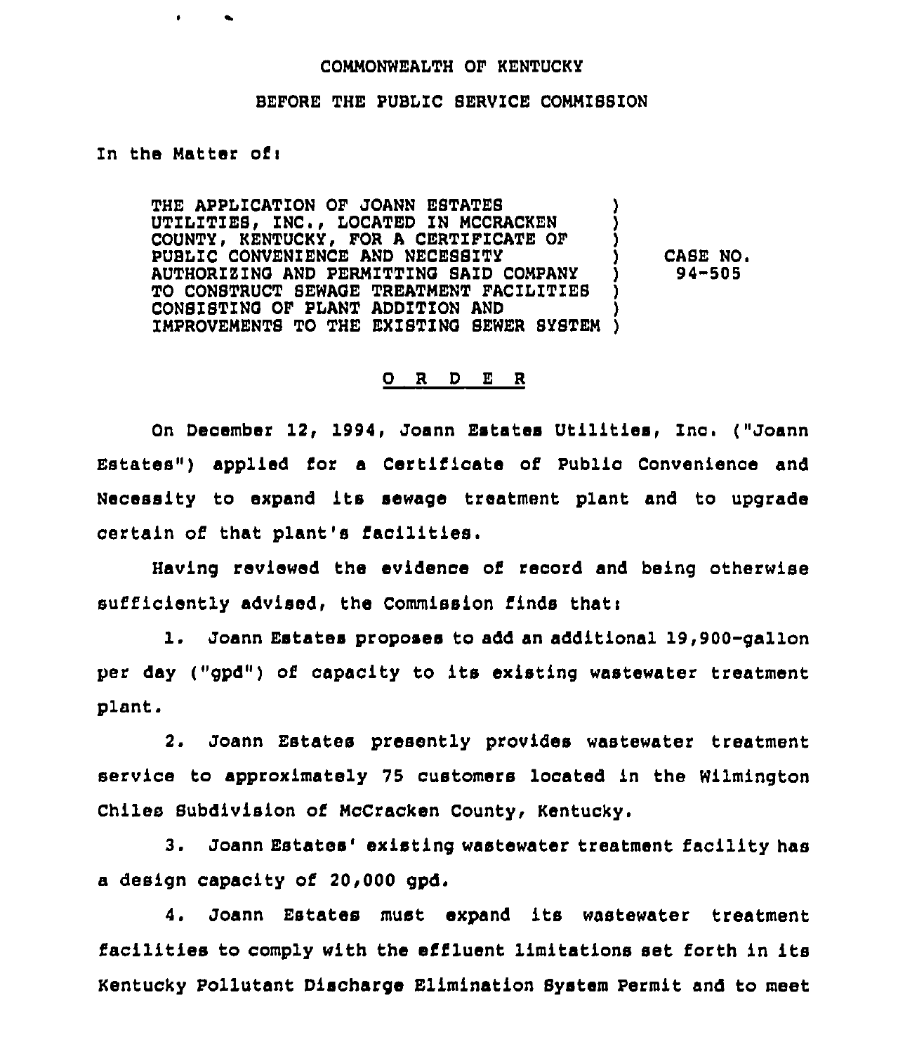COMMONWEALTH OF KENTUCKY

BEFORE THE PUBLIC SERVICE COMMISSION

In the Matter of:

THE APPLICATION OF JOANN ESTATES UTILITIES, INC., LOCATED IN MCCRACKEN COUNTY, KENTUCKY, FOR A CERTIFICATE OF PUBLIC CONVENIENCE AND NECESSITY AUTHORIZING AND PERMITTING SAID COMPANY TO CONSTRUCT SEWAGE TREATMENT FACILITIES CONSISTING OF PLANT ADDITION AND IMPROVEMENTS TO THE EXISTING SEWER SYSTEM ) CASE NO. 94-505

O R D E R

On December 12, 1994, Joann Estates Utilities, Inc. ("Joann Estates") applied for a Certificate of Public Convenience and Necessity to expand its sewage treatment plant and to upgrade certain of that plant's facilities.

Having reviewed the evidence of record and being otherwise sufficiently advised, the Commission finds that:

1. Joann Estates proposes to add an additional 19,900-gallon per day ("gpd") of capacity to its existing wastewater treatment plant.

2. Joann Estates presently provides wastewater treatment service to approximately 75 customers located in the Wilmington Chiles Subdivision of McCracken County, Kentucky.

3. Joann Estates' existing wastewater treatment facility has a design capacity of 20,000 gpd.

4. Joann Estates must expand its wastewater treatment facilities to comply with the effluent limitations set forth in its Kentucky Pollutant Discharge Elimination System Permit and to meet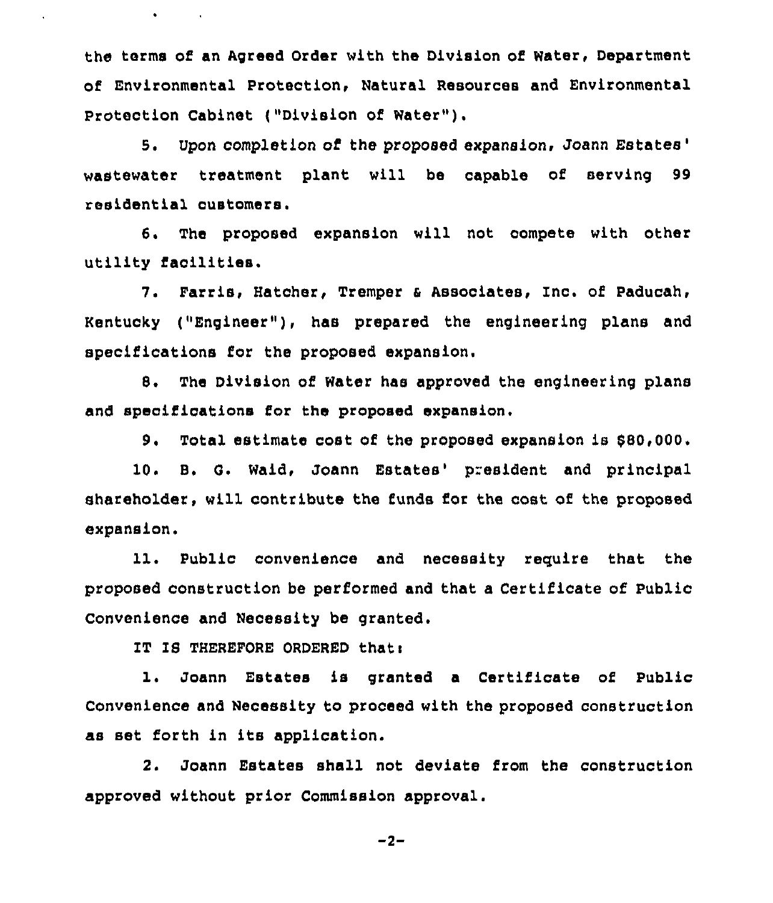the terms of an Agreed Order with the Division of Water, Department of Environmental Protection, Natural Resources and Environmental Protection Cabinet ("Division of Water").

5. Upon completion of the proposed expansion, Joann Estates' wastewater treatment plant will be capable of serving 99 residential customers.

6. The proposed expansion will not compete with other utility facilities.

7. Farris, Hatcher, Tremper & Associates, Inc. of Paducah, Kentucky ("Engineer"), has prepared the engineering plans and specifications for the proposed expansion.

8. The Division of Water has approved the engineering plans and specifications for the proposed expansion.

9. Total estimate cost of the proposed expansion is $80,000.

10. B. G. Waid, Joann Estates' president and principal shareholder, will contribute the funds for the cost of the proposed expansion.

11. Public convenience and necessity require that the proposed construction be performed and that a Certificate of Public Convenience and Necessity be granted.

IT IS THEREFORE ORDERED that:

1. Joann Estates is granted a Certificate of Public Convenience and Necessity to proceed with the proposed construction as set forth in its application.

2. Joann Estates shall not deviate from the construction approved without prior Commission approval.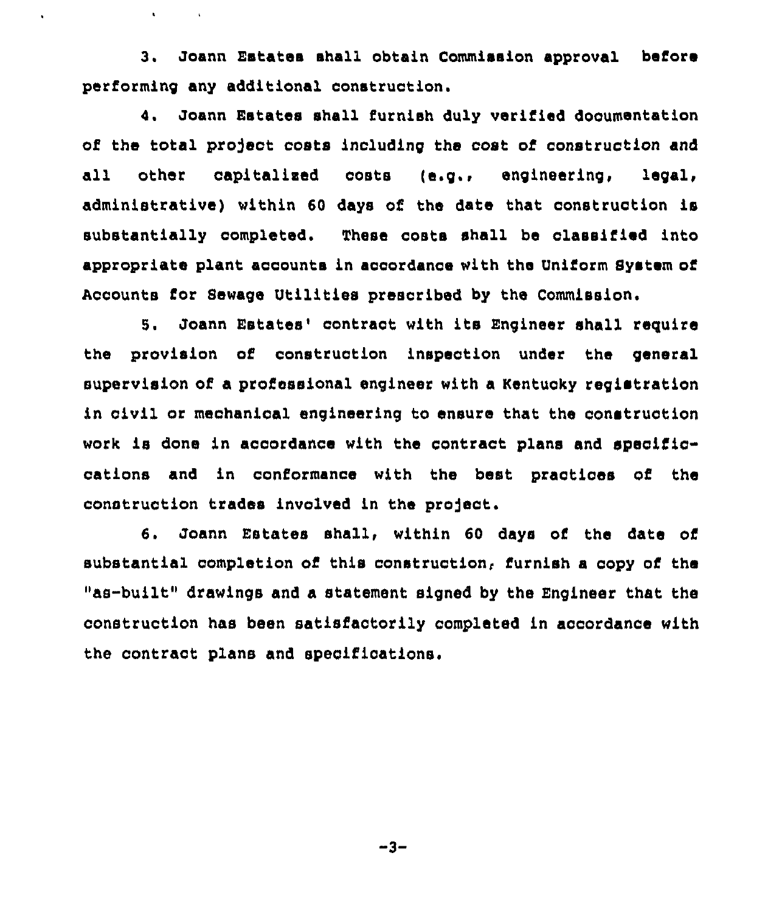3. Joann Estates shall obtain Commission approval before performing any additional construction.

4. Joann Estates shall furnish duly verified documentation of the total project costs including the cost of construction and all other capitalized costs (e.g., engineering, legal, administrative) within 60 days of the date that construction is substantially completed. These costs shall be classified into appropriate plant accounts in accordance with the Uniform System of Accounts for Sewage Utilities prescribed by the Commission.

5. Joann Estates' contract with its Engineer shall require the provision of construction inspection under the general supervision of a professional engineer with a Kentucky registration in civil or mechanical engineering to ensure that the construction work is done in accordance with the contract plans and specifications and in conformance with the best practices of the construction trades involved in the project.

6. Joann Estates shall, within 60 days of the date of substantial completion of this construction, furnish a copy of the "as-built" drawings and a statement signed by the Engineer that the construction has been satisfactorily completed in accordance with the contract plans and specifications.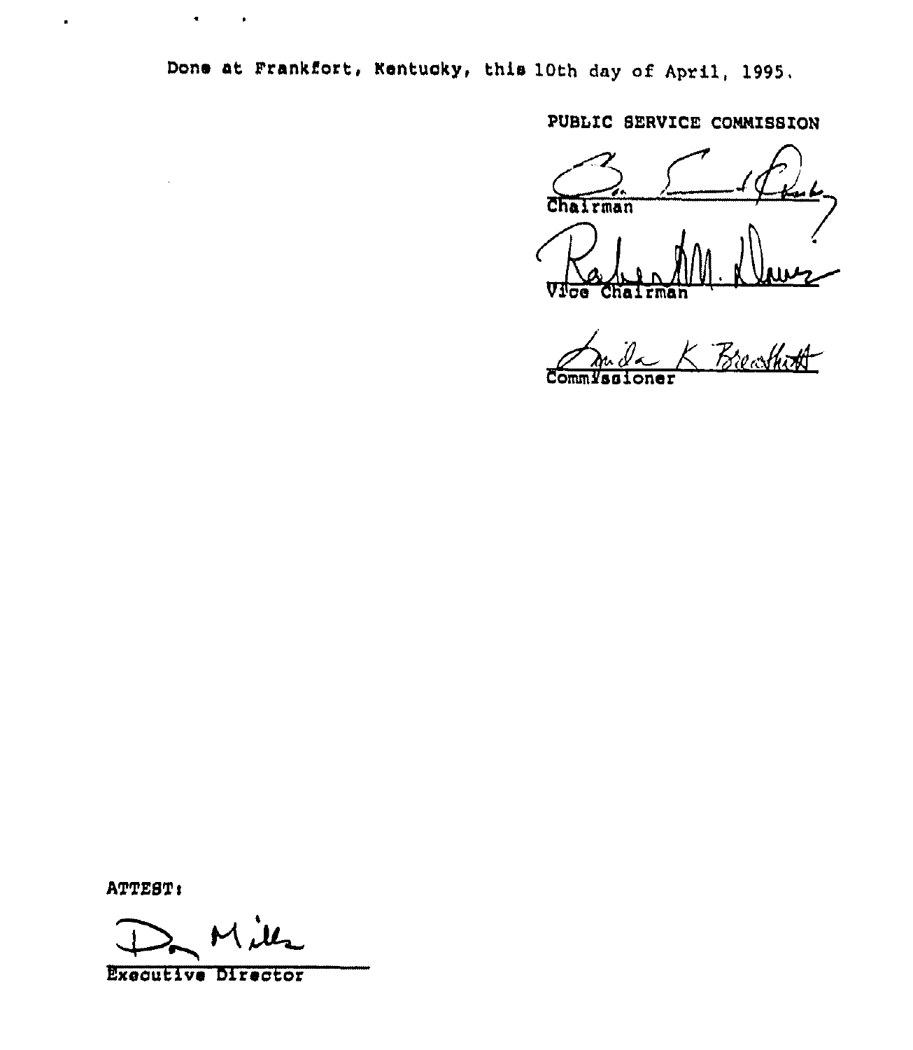Done at Frankfort, Kentucky, this 10th day of April, 1995.

PUBLIC SERVICE COMMISSION

Chairman

Vice Chairman

Commissioner

ATTEST:

Executive Director